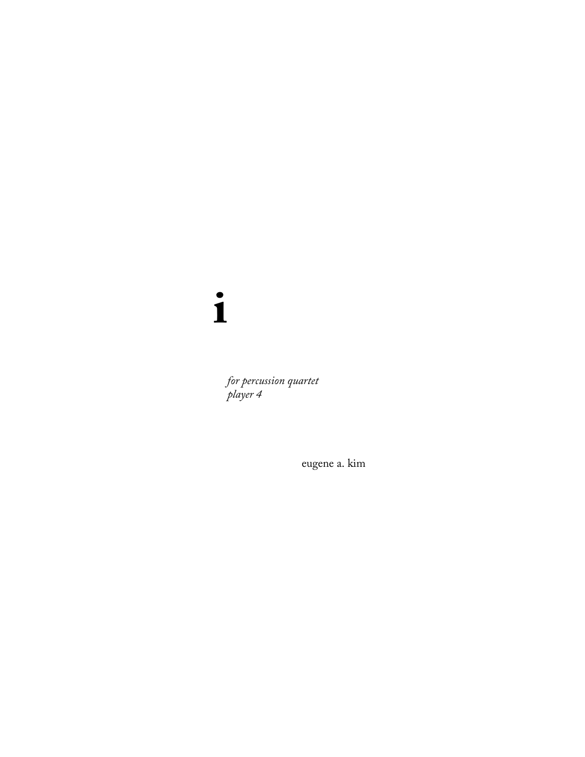# i

*for percussion quartet*
*player 4*

eugene a. kim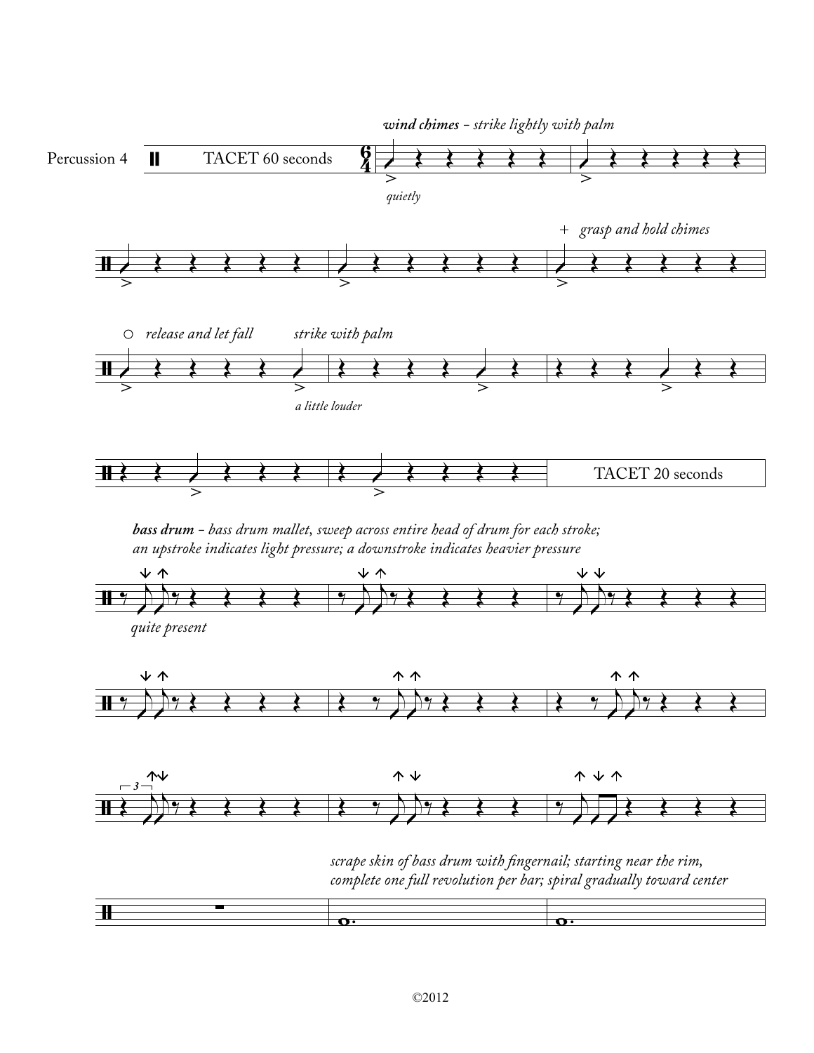Percussion 4

TACET 60 seconds

***wind chimes*** *- strike lightly with palm*

*quietly*

\+ *grasp and hold chimes*

○ *release and let fall*

*strike with palm*

*a little louder*

TACET 20 seconds

***bass drum*** *- bass drum mallet, sweep across entire head of drum for each stroke; an upstroke indicates light pressure; a downstroke indicates heavier pressure*

*quite present*

*scrape skin of bass drum with fingernail; starting near the rim, complete one full revolution per bar; spiral gradually toward center*

©2012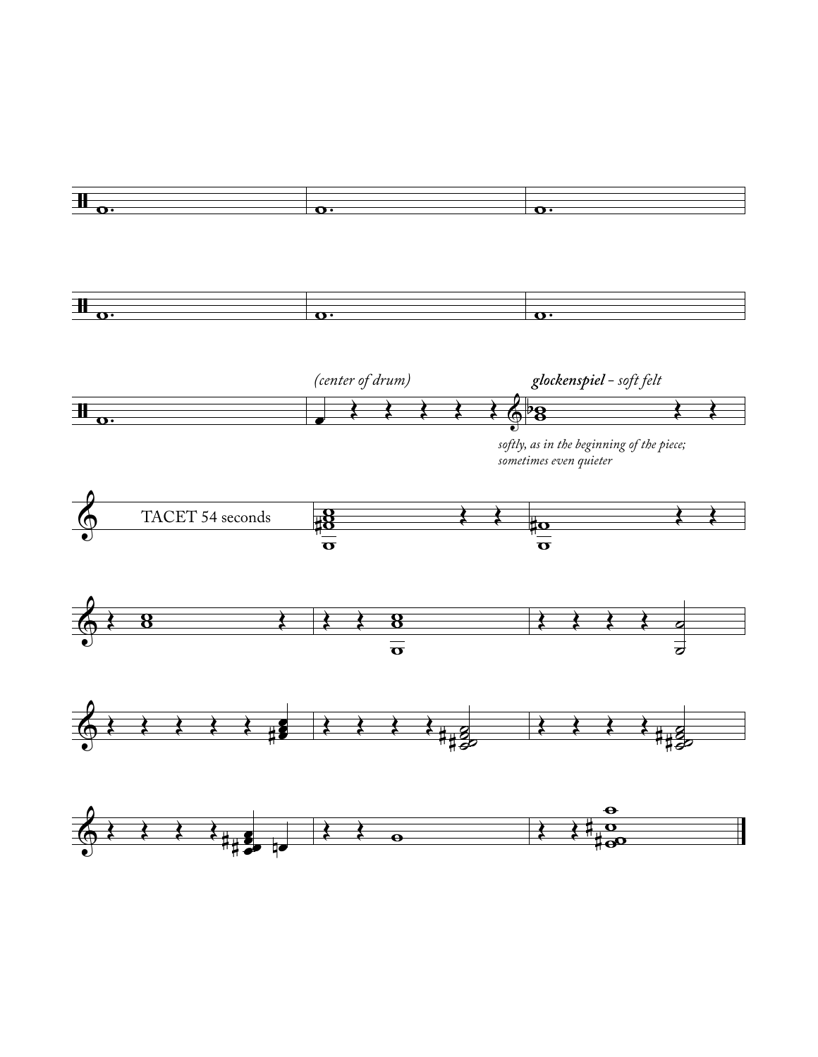*(center of drum)*

***glockenspiel*** *– soft felt*

*softly, as in the beginning of the piece; sometimes even quieter*

TACET 54 seconds